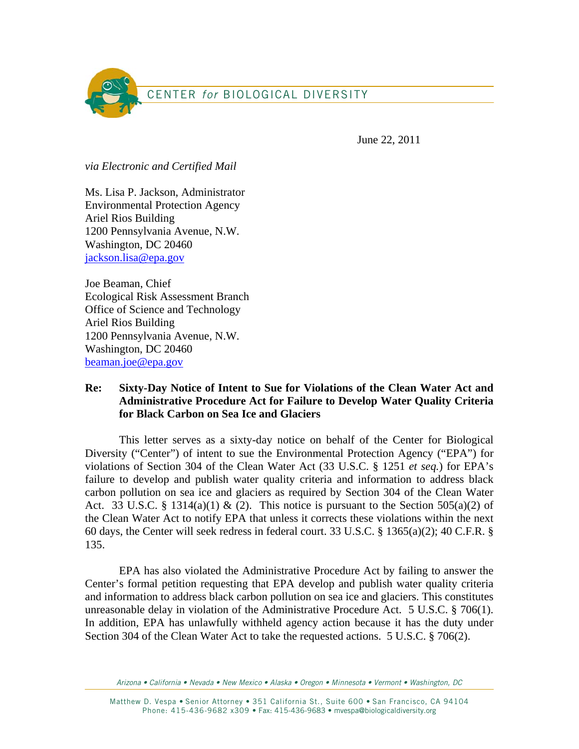CENTER *for* BIOLOGICAL DIVERSITY

June 22, 2011

*via Electronic and Certified Mail*

Ms. Lisa P. Jackson, Administrator
Environmental Protection Agency
Ariel Rios Building
1200 Pennsylvania Avenue, N.W.
Washington, DC 20460
jackson.lisa@epa.gov

Joe Beaman, Chief
Ecological Risk Assessment Branch
Office of Science and Technology
Ariel Rios Building
1200 Pennsylvania Avenue, N.W.
Washington, DC 20460
beaman.joe@epa.gov

**Re: Sixty-Day Notice of Intent to Sue for Violations of the Clean Water Act and Administrative Procedure Act for Failure to Develop Water Quality Criteria for Black Carbon on Sea Ice and Glaciers**

This letter serves as a sixty-day notice on behalf of the Center for Biological Diversity ("Center") of intent to sue the Environmental Protection Agency ("EPA") for violations of Section 304 of the Clean Water Act (33 U.S.C. § 1251 *et seq.*) for EPA's failure to develop and publish water quality criteria and information to address black carbon pollution on sea ice and glaciers as required by Section 304 of the Clean Water Act. 33 U.S.C. § 1314(a)(1) & (2). This notice is pursuant to the Section 505(a)(2) of the Clean Water Act to notify EPA that unless it corrects these violations within the next 60 days, the Center will seek redress in federal court. 33 U.S.C. § 1365(a)(2); 40 C.F.R. § 135.

EPA has also violated the Administrative Procedure Act by failing to answer the Center's formal petition requesting that EPA develop and publish water quality criteria and information to address black carbon pollution on sea ice and glaciers. This constitutes unreasonable delay in violation of the Administrative Procedure Act. 5 U.S.C. § 706(1). In addition, EPA has unlawfully withheld agency action because it has the duty under Section 304 of the Clean Water Act to take the requested actions. 5 U.S.C. § 706(2).

*Arizona • California • Nevada • New Mexico • Alaska • Oregon • Minnesota • Vermont • Washington, DC*

Matthew D. Vespa • Senior Attorney • 351 California St., Suite 600 • San Francisco, CA 94104
Phone: 415-436-9682 x309 • Fax: 415-436-9683 • mvespa@biologicaldiversity.org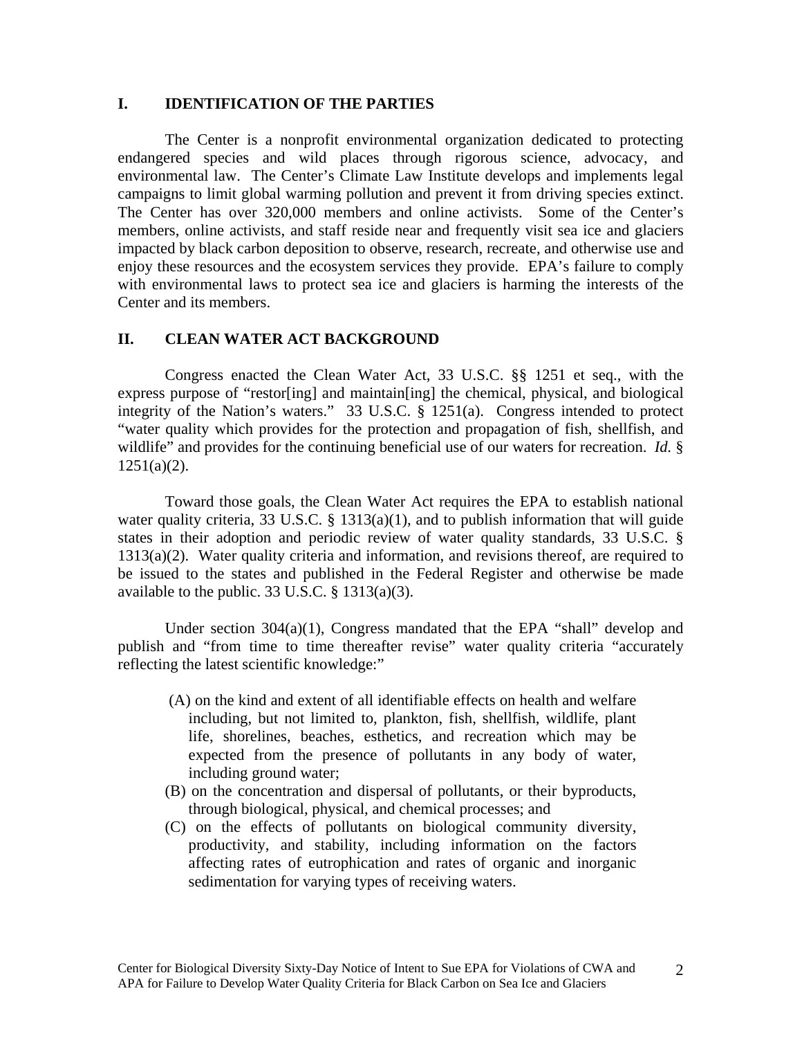## I. IDENTIFICATION OF THE PARTIES

The Center is a nonprofit environmental organization dedicated to protecting endangered species and wild places through rigorous science, advocacy, and environmental law. The Center's Climate Law Institute develops and implements legal campaigns to limit global warming pollution and prevent it from driving species extinct. The Center has over 320,000 members and online activists. Some of the Center's members, online activists, and staff reside near and frequently visit sea ice and glaciers impacted by black carbon deposition to observe, research, recreate, and otherwise use and enjoy these resources and the ecosystem services they provide. EPA's failure to comply with environmental laws to protect sea ice and glaciers is harming the interests of the Center and its members.

## II. CLEAN WATER ACT BACKGROUND

Congress enacted the Clean Water Act, 33 U.S.C. §§ 1251 et seq., with the express purpose of "restor[ing] and maintain[ing] the chemical, physical, and biological integrity of the Nation's waters." 33 U.S.C. § 1251(a). Congress intended to protect "water quality which provides for the protection and propagation of fish, shellfish, and wildlife" and provides for the continuing beneficial use of our waters for recreation. *Id.* § 1251(a)(2).

Toward those goals, the Clean Water Act requires the EPA to establish national water quality criteria, 33 U.S.C. § 1313(a)(1), and to publish information that will guide states in their adoption and periodic review of water quality standards, 33 U.S.C. § 1313(a)(2). Water quality criteria and information, and revisions thereof, are required to be issued to the states and published in the Federal Register and otherwise be made available to the public. 33 U.S.C. § 1313(a)(3).

Under section 304(a)(1), Congress mandated that the EPA "shall" develop and publish and "from time to time thereafter revise" water quality criteria "accurately reflecting the latest scientific knowledge:"

> (A) on the kind and extent of all identifiable effects on health and welfare including, but not limited to, plankton, fish, shellfish, wildlife, plant life, shorelines, beaches, esthetics, and recreation which may be expected from the presence of pollutants in any body of water, including ground water;
>
> (B) on the concentration and dispersal of pollutants, or their byproducts, through biological, physical, and chemical processes; and
>
> (C) on the effects of pollutants on biological community diversity, productivity, and stability, including information on the factors affecting rates of eutrophication and rates of organic and inorganic sedimentation for varying types of receiving waters.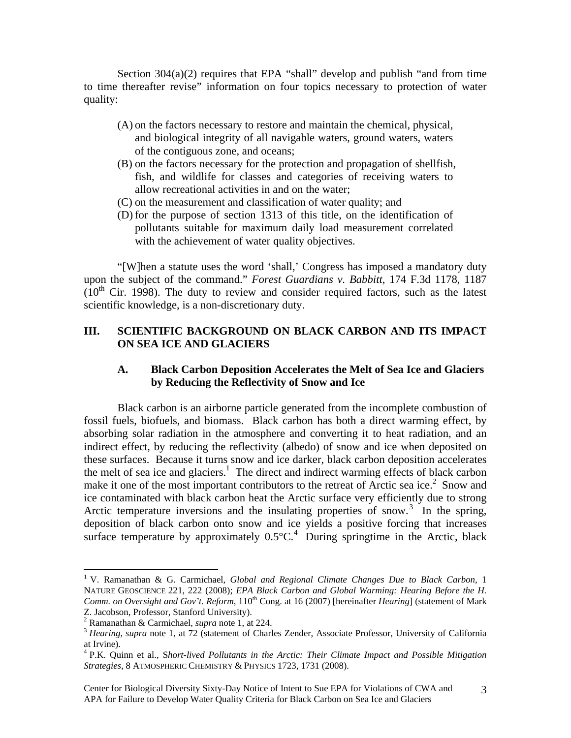Section 304(a)(2) requires that EPA "shall" develop and publish "and from time to time thereafter revise" information on four topics necessary to protection of water quality:

(A) on the factors necessary to restore and maintain the chemical, physical, and biological integrity of all navigable waters, ground waters, waters of the contiguous zone, and oceans;
(B) on the factors necessary for the protection and propagation of shellfish, fish, and wildlife for classes and categories of receiving waters to allow recreational activities in and on the water;
(C) on the measurement and classification of water quality; and
(D) for the purpose of section 1313 of this title, on the identification of pollutants suitable for maximum daily load measurement correlated with the achievement of water quality objectives.

"[W]hen a statute uses the word 'shall,' Congress has imposed a mandatory duty upon the subject of the command." *Forest Guardians v. Babbitt*, 174 F.3d 1178, 1187 (10th Cir. 1998). The duty to review and consider required factors, such as the latest scientific knowledge, is a non-discretionary duty.

## III. SCIENTIFIC BACKGROUND ON BLACK CARBON AND ITS IMPACT ON SEA ICE AND GLACIERS

### A. Black Carbon Deposition Accelerates the Melt of Sea Ice and Glaciers by Reducing the Reflectivity of Snow and Ice

Black carbon is an airborne particle generated from the incomplete combustion of fossil fuels, biofuels, and biomass. Black carbon has both a direct warming effect, by absorbing solar radiation in the atmosphere and converting it to heat radiation, and an indirect effect, by reducing the reflectivity (albedo) of snow and ice when deposited on these surfaces. Because it turns snow and ice darker, black carbon deposition accelerates the melt of sea ice and glaciers.[1] The direct and indirect warming effects of black carbon make it one of the most important contributors to the retreat of Arctic sea ice.[2] Snow and ice contaminated with black carbon heat the Arctic surface very efficiently due to strong Arctic temperature inversions and the insulating properties of snow.[3] In the spring, deposition of black carbon onto snow and ice yields a positive forcing that increases surface temperature by approximately 0.5°C.[4] During springtime in the Arctic, black

---

[1] V. Ramanathan & G. Carmichael, *Global and Regional Climate Changes Due to Black Carbon*, 1 NATURE GEOSCIENCE 221, 222 (2008); *EPA Black Carbon and Global Warming: Hearing Before the H. Comm. on Oversight and Gov't. Reform*, 110th Cong. at 16 (2007) [hereinafter *Hearing*] (statement of Mark Z. Jacobson, Professor, Stanford University).

[2] Ramanathan & Carmichael, *supra* note 1, at 224.

[3] *Hearing, supra* note 1, at 72 (statement of Charles Zender, Associate Professor, University of California at Irvine).

[4] P.K. Quinn et al., *Short-lived Pollutants in the Arctic: Their Climate Impact and Possible Mitigation Strategies*, 8 ATMOSPHERIC CHEMISTRY & PHYSICS 1723, 1731 (2008).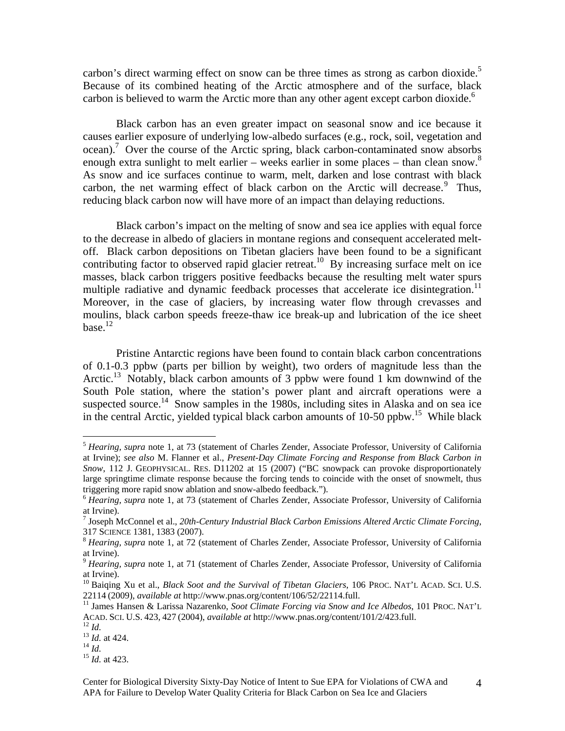carbon's direct warming effect on snow can be three times as strong as carbon dioxide.[5] Because of its combined heating of the Arctic atmosphere and of the surface, black carbon is believed to warm the Arctic more than any other agent except carbon dioxide.[6]

Black carbon has an even greater impact on seasonal snow and ice because it causes earlier exposure of underlying low-albedo surfaces (e.g., rock, soil, vegetation and ocean).[7] Over the course of the Arctic spring, black carbon-contaminated snow absorbs enough extra sunlight to melt earlier – weeks earlier in some places – than clean snow.[8] As snow and ice surfaces continue to warm, melt, darken and lose contrast with black carbon, the net warming effect of black carbon on the Arctic will decrease.[9] Thus, reducing black carbon now will have more of an impact than delaying reductions.

Black carbon's impact on the melting of snow and sea ice applies with equal force to the decrease in albedo of glaciers in montane regions and consequent accelerated melt-off. Black carbon depositions on Tibetan glaciers have been found to be a significant contributing factor to observed rapid glacier retreat.[10] By increasing surface melt on ice masses, black carbon triggers positive feedbacks because the resulting melt water spurs multiple radiative and dynamic feedback processes that accelerate ice disintegration.[11] Moreover, in the case of glaciers, by increasing water flow through crevasses and moulins, black carbon speeds freeze-thaw ice break-up and lubrication of the ice sheet base.[12]

Pristine Antarctic regions have been found to contain black carbon concentrations of 0.1-0.3 ppbw (parts per billion by weight), two orders of magnitude less than the Arctic.[13] Notably, black carbon amounts of 3 ppbw were found 1 km downwind of the South Pole station, where the station's power plant and aircraft operations were a suspected source.[14] Snow samples in the 1980s, including sites in Alaska and on sea ice in the central Arctic, yielded typical black carbon amounts of 10-50 ppbw.[15] While black

---

[5] *Hearing, supra* note 1, at 73 (statement of Charles Zender, Associate Professor, University of California at Irvine); *see also* M. Flanner et al., *Present-Day Climate Forcing and Response from Black Carbon in Snow*, 112 J. GEOPHYSICAL. RES. D11202 at 15 (2007) ("BC snowpack can provoke disproportionately large springtime climate response because the forcing tends to coincide with the onset of snowmelt, thus triggering more rapid snow ablation and snow-albedo feedback.").

[6] *Hearing, supra* note 1, at 73 (statement of Charles Zender, Associate Professor, University of California at Irvine).

[7] Joseph McConnel et al., *20th-Century Industrial Black Carbon Emissions Altered Arctic Climate Forcing*, 317 SCIENCE 1381, 1383 (2007).

[8] *Hearing, supra* note 1, at 72 (statement of Charles Zender, Associate Professor, University of California at Irvine).

[9] *Hearing, supra* note 1, at 71 (statement of Charles Zender, Associate Professor, University of California at Irvine).

[10] Baiqing Xu et al., *Black Soot and the Survival of Tibetan Glaciers*, 106 PROC. NAT'L ACAD. SCI. U.S. 22114 (2009), *available at* http://www.pnas.org/content/106/52/22114.full.

[11] James Hansen & Larissa Nazarenko, *Soot Climate Forcing via Snow and Ice Albedos*, 101 PROC. NAT'L ACAD. SCI. U.S. 423, 427 (2004), *available at* http://www.pnas.org/content/101/2/423.full.

[12] *Id.*

[13] *Id.* at 424.

[14] *Id.*

[15] *Id.* at 423.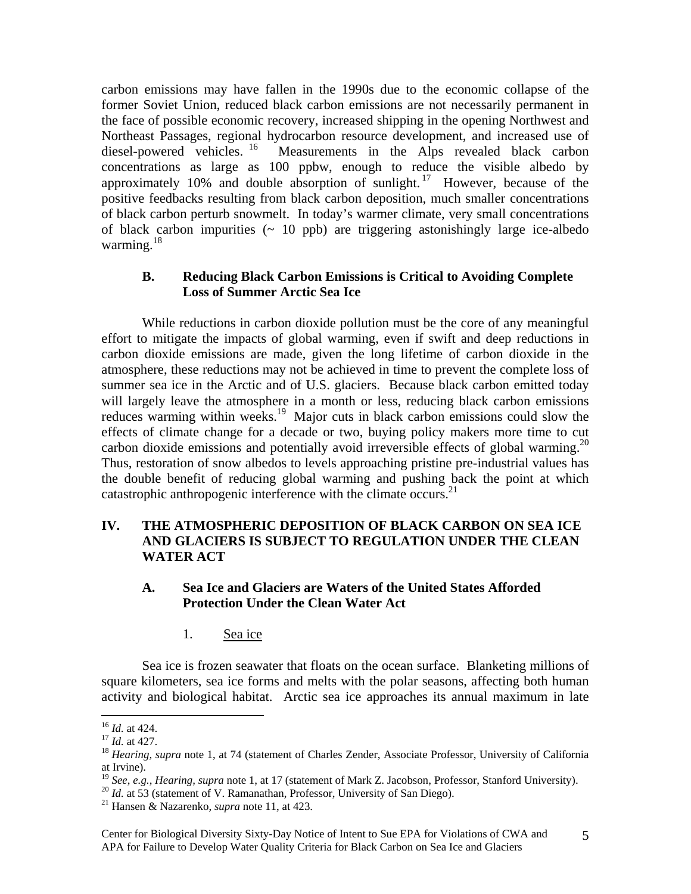carbon emissions may have fallen in the 1990s due to the economic collapse of the former Soviet Union, reduced black carbon emissions are not necessarily permanent in the face of possible economic recovery, increased shipping in the opening Northwest and Northeast Passages, regional hydrocarbon resource development, and increased use of diesel-powered vehicles.[16] Measurements in the Alps revealed black carbon concentrations as large as 100 ppbw, enough to reduce the visible albedo by approximately 10% and double absorption of sunlight.[17] However, because of the positive feedbacks resulting from black carbon deposition, much smaller concentrations of black carbon perturb snowmelt. In today's warmer climate, very small concentrations of black carbon impurities (~ 10 ppb) are triggering astonishingly large ice-albedo warming.[18]

### B. Reducing Black Carbon Emissions is Critical to Avoiding Complete Loss of Summer Arctic Sea Ice

While reductions in carbon dioxide pollution must be the core of any meaningful effort to mitigate the impacts of global warming, even if swift and deep reductions in carbon dioxide emissions are made, given the long lifetime of carbon dioxide in the atmosphere, these reductions may not be achieved in time to prevent the complete loss of summer sea ice in the Arctic and of U.S. glaciers. Because black carbon emitted today will largely leave the atmosphere in a month or less, reducing black carbon emissions reduces warming within weeks.[19] Major cuts in black carbon emissions could slow the effects of climate change for a decade or two, buying policy makers more time to cut carbon dioxide emissions and potentially avoid irreversible effects of global warming.[20] Thus, restoration of snow albedos to levels approaching pristine pre-industrial values has the double benefit of reducing global warming and pushing back the point at which catastrophic anthropogenic interference with the climate occurs.[21]

## IV. THE ATMOSPHERIC DEPOSITION OF BLACK CARBON ON SEA ICE AND GLACIERS IS SUBJECT TO REGULATION UNDER THE CLEAN WATER ACT

### A. Sea Ice and Glaciers are Waters of the United States Afforded Protection Under the Clean Water Act

#### 1. Sea ice

Sea ice is frozen seawater that floats on the ocean surface. Blanketing millions of square kilometers, sea ice forms and melts with the polar seasons, affecting both human activity and biological habitat. Arctic sea ice approaches its annual maximum in late

---

[16] *Id.* at 424.

[17] *Id.* at 427.

[18] *Hearing*, *supra* note 1, at 74 (statement of Charles Zender, Associate Professor, University of California at Irvine).

[19] *See, e.g.*, *Hearing*, *supra* note 1, at 17 (statement of Mark Z. Jacobson, Professor, Stanford University).

[20] *Id.* at 53 (statement of V. Ramanathan, Professor, University of San Diego).

[21] Hansen & Nazarenko, *supra* note 11, at 423.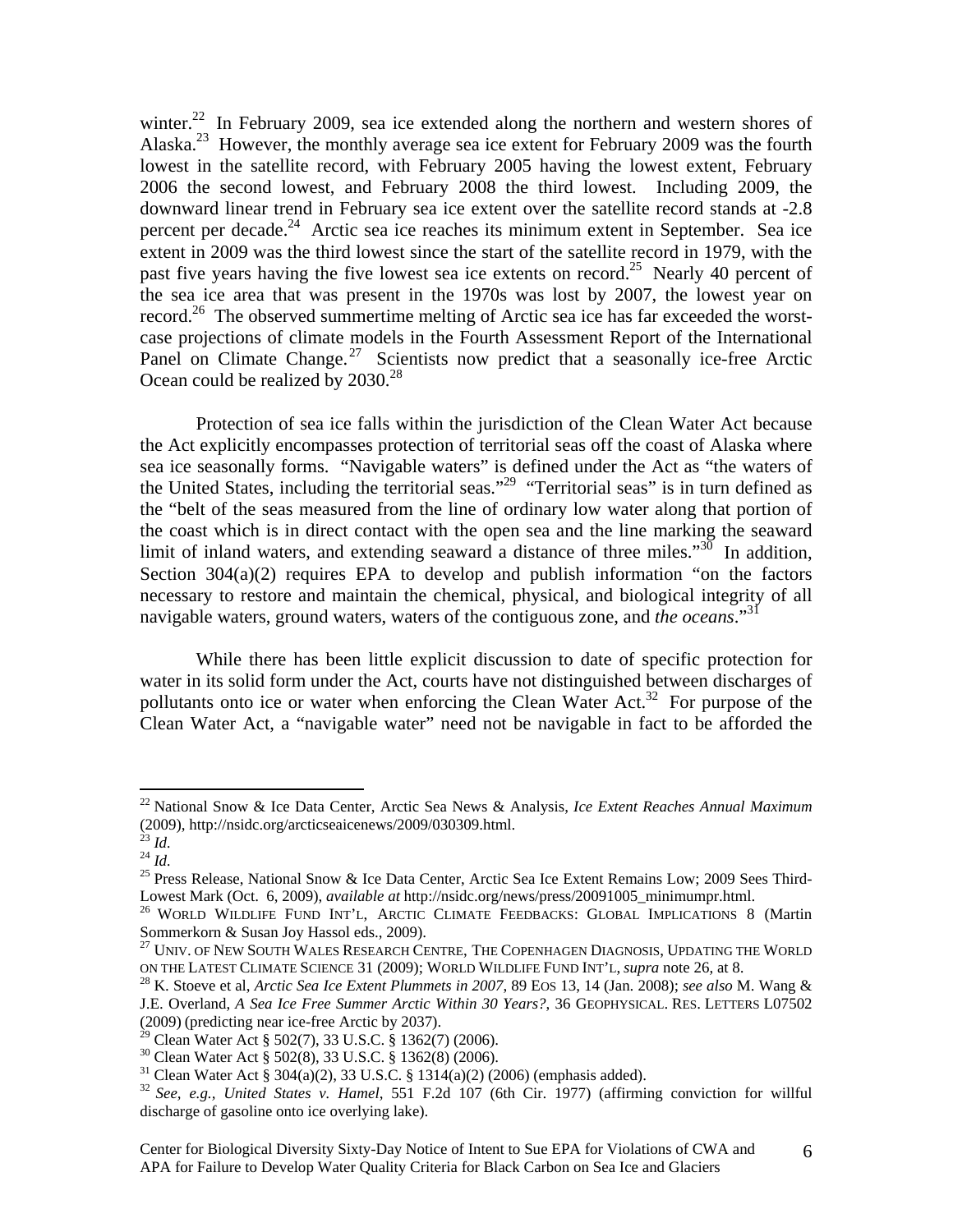winter.[22] In February 2009, sea ice extended along the northern and western shores of Alaska.[23] However, the monthly average sea ice extent for February 2009 was the fourth lowest in the satellite record, with February 2005 having the lowest extent, February 2006 the second lowest, and February 2008 the third lowest. Including 2009, the downward linear trend in February sea ice extent over the satellite record stands at -2.8 percent per decade.[24] Arctic sea ice reaches its minimum extent in September. Sea ice extent in 2009 was the third lowest since the start of the satellite record in 1979, with the past five years having the five lowest sea ice extents on record.[25] Nearly 40 percent of the sea ice area that was present in the 1970s was lost by 2007, the lowest year on record.[26] The observed summertime melting of Arctic sea ice has far exceeded the worst-case projections of climate models in the Fourth Assessment Report of the International Panel on Climate Change.[27] Scientists now predict that a seasonally ice-free Arctic Ocean could be realized by 2030.[28]

Protection of sea ice falls within the jurisdiction of the Clean Water Act because the Act explicitly encompasses protection of territorial seas off the coast of Alaska where sea ice seasonally forms. "Navigable waters" is defined under the Act as "the waters of the United States, including the territorial seas."[29] "Territorial seas" is in turn defined as the "belt of the seas measured from the line of ordinary low water along that portion of the coast which is in direct contact with the open sea and the line marking the seaward limit of inland waters, and extending seaward a distance of three miles."[30] In addition, Section 304(a)(2) requires EPA to develop and publish information "on the factors necessary to restore and maintain the chemical, physical, and biological integrity of all navigable waters, ground waters, waters of the contiguous zone, and *the oceans*."[31]

While there has been little explicit discussion to date of specific protection for water in its solid form under the Act, courts have not distinguished between discharges of pollutants onto ice or water when enforcing the Clean Water Act.[32] For purpose of the Clean Water Act, a "navigable water" need not be navigable in fact to be afforded the

---

[22] National Snow & Ice Data Center, Arctic Sea News & Analysis, *Ice Extent Reaches Annual Maximum* (2009), http://nsidc.org/arcticseaicenews/2009/030309.html.

[23] *Id.*

[24] *Id.*

[25] Press Release, National Snow & Ice Data Center, Arctic Sea Ice Extent Remains Low; 2009 Sees Third-Lowest Mark (Oct. 6, 2009), *available at* http://nsidc.org/news/press/20091005_minimumpr.html.

[26] WORLD WILDLIFE FUND INT'L, ARCTIC CLIMATE FEEDBACKS: GLOBAL IMPLICATIONS 8 (Martin Sommerkorn & Susan Joy Hassol eds., 2009).

[27] UNIV. OF NEW SOUTH WALES RESEARCH CENTRE, THE COPENHAGEN DIAGNOSIS, UPDATING THE WORLD ON THE LATEST CLIMATE SCIENCE 31 (2009); WORLD WILDLIFE FUND INT'L, *supra* note 26, at 8.

[28] K. Stoeve et al, *Arctic Sea Ice Extent Plummets in 2007*, 89 EOS 13, 14 (Jan. 2008); *see also* M. Wang & J.E. Overland, *A Sea Ice Free Summer Arctic Within 30 Years?*, 36 GEOPHYSICAL. RES. LETTERS L07502 (2009) (predicting near ice-free Arctic by 2037).

[29] Clean Water Act § 502(7), 33 U.S.C. § 1362(7) (2006).

[30] Clean Water Act § 502(8), 33 U.S.C. § 1362(8) (2006).

[31] Clean Water Act § 304(a)(2), 33 U.S.C. § 1314(a)(2) (2006) (emphasis added).

[32] *See, e.g., United States v. Hamel*, 551 F.2d 107 (6th Cir. 1977) (affirming conviction for willful discharge of gasoline onto ice overlying lake).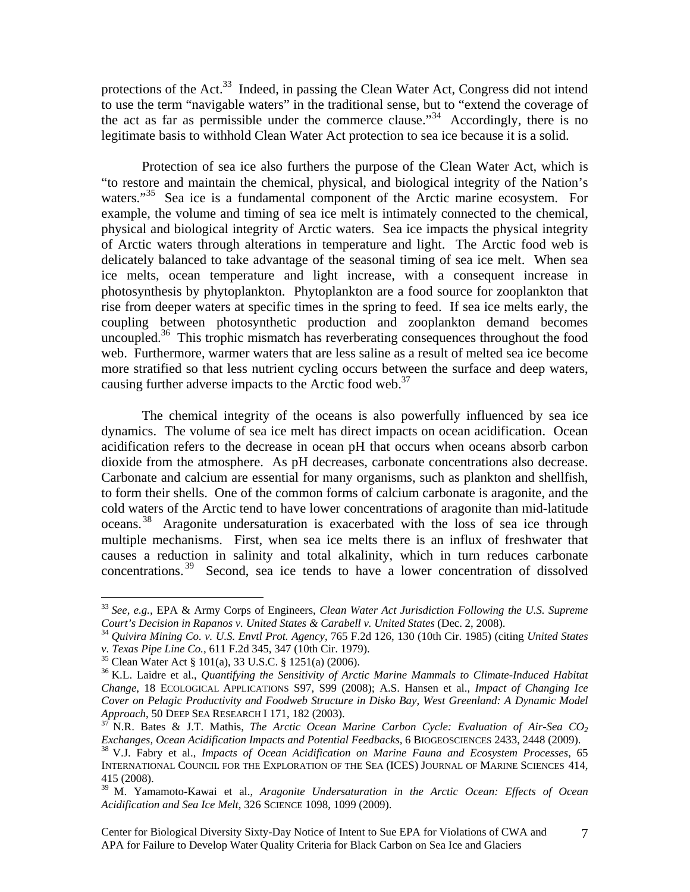protections of the Act.[33] Indeed, in passing the Clean Water Act, Congress did not intend to use the term "navigable waters" in the traditional sense, but to "extend the coverage of the act as far as permissible under the commerce clause."[34] Accordingly, there is no legitimate basis to withhold Clean Water Act protection to sea ice because it is a solid.

Protection of sea ice also furthers the purpose of the Clean Water Act, which is "to restore and maintain the chemical, physical, and biological integrity of the Nation's waters."[35] Sea ice is a fundamental component of the Arctic marine ecosystem. For example, the volume and timing of sea ice melt is intimately connected to the chemical, physical and biological integrity of Arctic waters. Sea ice impacts the physical integrity of Arctic waters through alterations in temperature and light. The Arctic food web is delicately balanced to take advantage of the seasonal timing of sea ice melt. When sea ice melts, ocean temperature and light increase, with a consequent increase in photosynthesis by phytoplankton. Phytoplankton are a food source for zooplankton that rise from deeper waters at specific times in the spring to feed. If sea ice melts early, the coupling between photosynthetic production and zooplankton demand becomes uncoupled.[36] This trophic mismatch has reverberating consequences throughout the food web. Furthermore, warmer waters that are less saline as a result of melted sea ice become more stratified so that less nutrient cycling occurs between the surface and deep waters, causing further adverse impacts to the Arctic food web.[37]

The chemical integrity of the oceans is also powerfully influenced by sea ice dynamics. The volume of sea ice melt has direct impacts on ocean acidification. Ocean acidification refers to the decrease in ocean pH that occurs when oceans absorb carbon dioxide from the atmosphere. As pH decreases, carbonate concentrations also decrease. Carbonate and calcium are essential for many organisms, such as plankton and shellfish, to form their shells. One of the common forms of calcium carbonate is aragonite, and the cold waters of the Arctic tend to have lower concentrations of aragonite than mid-latitude oceans.[38] Aragonite undersaturation is exacerbated with the loss of sea ice through multiple mechanisms. First, when sea ice melts there is an influx of freshwater that causes a reduction in salinity and total alkalinity, which in turn reduces carbonate concentrations.[39] Second, sea ice tends to have a lower concentration of dissolved

---

[33] *See, e.g.*, EPA & Army Corps of Engineers, *Clean Water Act Jurisdiction Following the U.S. Supreme Court's Decision in Rapanos v. United States & Carabell v. United States* (Dec. 2, 2008).

[34] *Quivira Mining Co. v. U.S. Envtl Prot. Agency*, 765 F.2d 126, 130 (10th Cir. 1985) (citing *United States v. Texas Pipe Line Co.*, 611 F.2d 345, 347 (10th Cir. 1979).

[35] Clean Water Act § 101(a), 33 U.S.C. § 1251(a) (2006).

[36] K.L. Laidre et al., *Quantifying the Sensitivity of Arctic Marine Mammals to Climate-Induced Habitat Change*, 18 ECOLOGICAL APPLICATIONS S97, S99 (2008); A.S. Hansen et al., *Impact of Changing Ice Cover on Pelagic Productivity and Foodweb Structure in Disko Bay, West Greenland: A Dynamic Model Approach*, 50 DEEP SEA RESEARCH I 171, 182 (2003).

[37] N.R. Bates & J.T. Mathis, *The Arctic Ocean Marine Carbon Cycle: Evaluation of Air-Sea $CO_2$ Exchanges, Ocean Acidification Impacts and Potential Feedbacks*, 6 BIOGEOSCIENCES 2433, 2448 (2009).

[38] V.J. Fabry et al., *Impacts of Ocean Acidification on Marine Fauna and Ecosystem Processes*, 65 INTERNATIONAL COUNCIL FOR THE EXPLORATION OF THE SEA (ICES) JOURNAL OF MARINE SCIENCES 414, 415 (2008).

[39] M. Yamamoto-Kawai et al., *Aragonite Undersaturation in the Arctic Ocean: Effects of Ocean Acidification and Sea Ice Melt*, 326 SCIENCE 1098, 1099 (2009).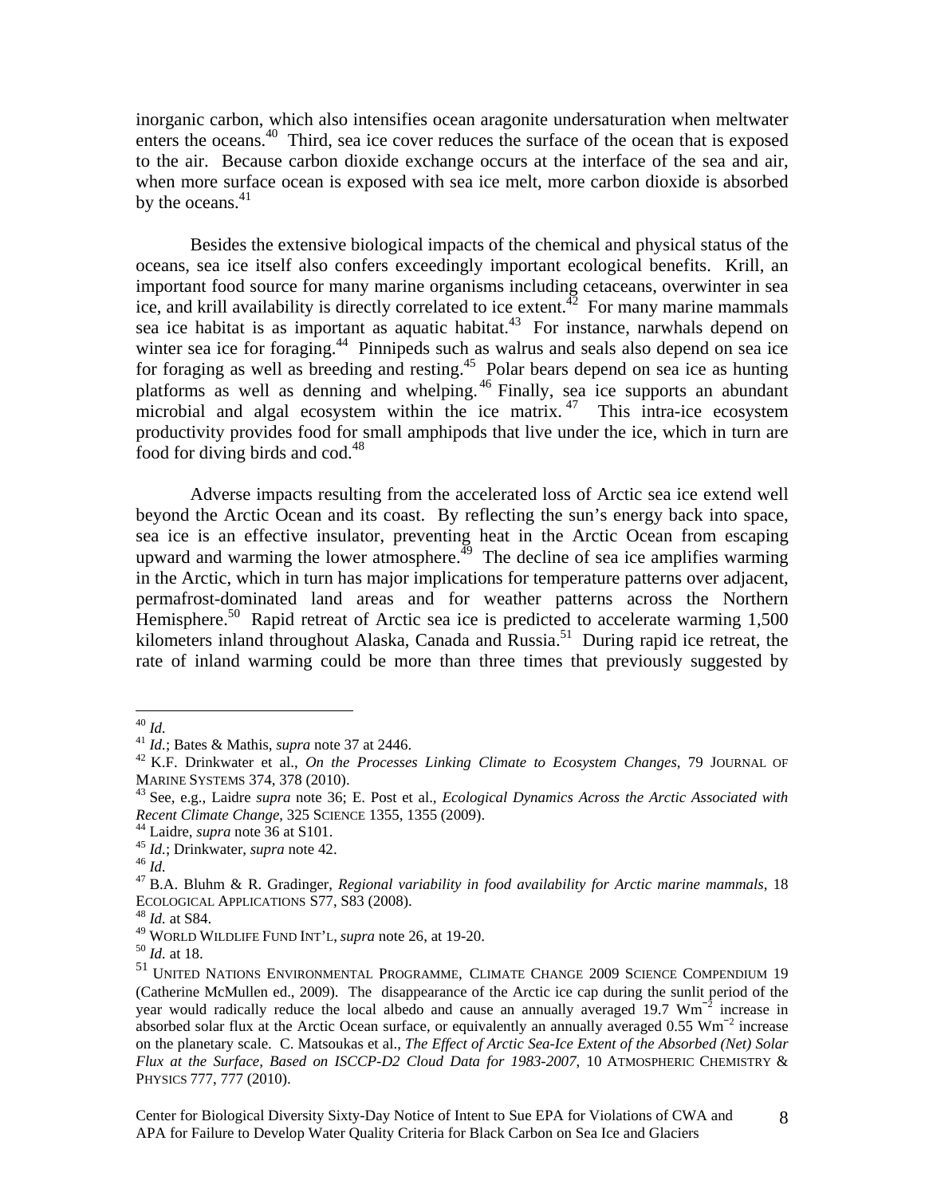inorganic carbon, which also intensifies ocean aragonite undersaturation when meltwater enters the oceans.[40] Third, sea ice cover reduces the surface of the ocean that is exposed to the air. Because carbon dioxide exchange occurs at the interface of the sea and air, when more surface ocean is exposed with sea ice melt, more carbon dioxide is absorbed by the oceans.[41]

Besides the extensive biological impacts of the chemical and physical status of the oceans, sea ice itself also confers exceedingly important ecological benefits. Krill, an important food source for many marine organisms including cetaceans, overwinter in sea ice, and krill availability is directly correlated to ice extent.[42] For many marine mammals sea ice habitat is as important as aquatic habitat.[43] For instance, narwhals depend on winter sea ice for foraging.[44] Pinnipeds such as walrus and seals also depend on sea ice for foraging as well as breeding and resting.[45] Polar bears depend on sea ice as hunting platforms as well as denning and whelping.[46] Finally, sea ice supports an abundant microbial and algal ecosystem within the ice matrix.[47] This intra-ice ecosystem productivity provides food for small amphipods that live under the ice, which in turn are food for diving birds and cod.[48]

Adverse impacts resulting from the accelerated loss of Arctic sea ice extend well beyond the Arctic Ocean and its coast. By reflecting the sun's energy back into space, sea ice is an effective insulator, preventing heat in the Arctic Ocean from escaping upward and warming the lower atmosphere.[49] The decline of sea ice amplifies warming in the Arctic, which in turn has major implications for temperature patterns over adjacent, permafrost-dominated land areas and for weather patterns across the Northern Hemisphere.[50] Rapid retreat of Arctic sea ice is predicted to accelerate warming 1,500 kilometers inland throughout Alaska, Canada and Russia.[51] During rapid ice retreat, the rate of inland warming could be more than three times that previously suggested by

---

[40] *Id.*

[41] *Id.*; Bates & Mathis, *supra* note 37 at 2446.

[42] K.F. Drinkwater et al., *On the Processes Linking Climate to Ecosystem Changes*, 79 JOURNAL OF MARINE SYSTEMS 374, 378 (2010).

[43] See, e.g., Laidre *supra* note 36; E. Post et al., *Ecological Dynamics Across the Arctic Associated with Recent Climate Change*, 325 SCIENCE 1355, 1355 (2009).

[44] Laidre, *supra* note 36 at S101.

[45] *Id.*; Drinkwater, *supra* note 42.

[46] *Id.*

[47] B.A. Bluhm & R. Gradinger, *Regional variability in food availability for Arctic marine mammals*, 18 ECOLOGICAL APPLICATIONS S77, S83 (2008).

[48] *Id.* at S84.

[49] WORLD WILDLIFE FUND INT'L, *supra* note 26, at 19-20.

[50] *Id.* at 18.

[51] UNITED NATIONS ENVIRONMENTAL PROGRAMME, CLIMATE CHANGE 2009 SCIENCE COMPENDIUM 19 (Catherine McMullen ed., 2009). The disappearance of the Arctic ice cap during the sunlit period of the year would radically reduce the local albedo and cause an annually averaged 19.7 $Wm^{-2}$ increase in absorbed solar flux at the Arctic Ocean surface, or equivalently an annually averaged 0.55 $Wm^{-2}$ increase on the planetary scale. C. Matsoukas et al., *The Effect of Arctic Sea-Ice Extent of the Absorbed (Net) Solar Flux at the Surface, Based on ISCCP-D2 Cloud Data for 1983-2007*, 10 ATMOSPHERIC CHEMISTRY & PHYSICS 777, 777 (2010).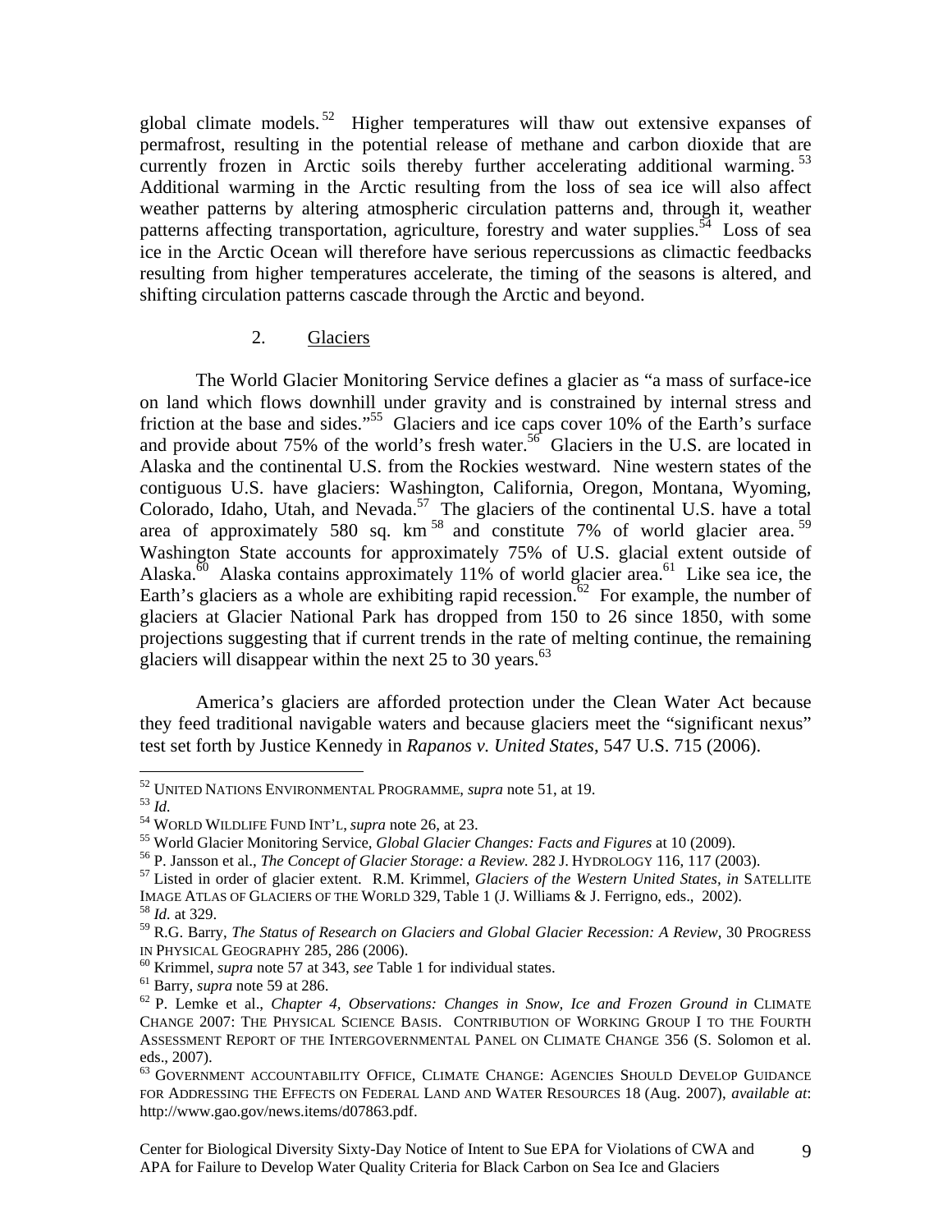global climate models.[52] Higher temperatures will thaw out extensive expanses of permafrost, resulting in the potential release of methane and carbon dioxide that are currently frozen in Arctic soils thereby further accelerating additional warming.[53] Additional warming in the Arctic resulting from the loss of sea ice will also affect weather patterns by altering atmospheric circulation patterns and, through it, weather patterns affecting transportation, agriculture, forestry and water supplies.[54] Loss of sea ice in the Arctic Ocean will therefore have serious repercussions as climactic feedbacks resulting from higher temperatures accelerate, the timing of the seasons is altered, and shifting circulation patterns cascade through the Arctic and beyond.

### 2. Glaciers

The World Glacier Monitoring Service defines a glacier as "a mass of surface-ice on land which flows downhill under gravity and is constrained by internal stress and friction at the base and sides."[55] Glaciers and ice caps cover 10% of the Earth's surface and provide about 75% of the world's fresh water.[56] Glaciers in the U.S. are located in Alaska and the continental U.S. from the Rockies westward. Nine western states of the contiguous U.S. have glaciers: Washington, California, Oregon, Montana, Wyoming, Colorado, Idaho, Utah, and Nevada.[57] The glaciers of the continental U.S. have a total area of approximately 580 sq. km[58] and constitute 7% of world glacier area.[59] Washington State accounts for approximately 75% of U.S. glacial extent outside of Alaska.[60] Alaska contains approximately 11% of world glacier area.[61] Like sea ice, the Earth's glaciers as a whole are exhibiting rapid recession.[62] For example, the number of glaciers at Glacier National Park has dropped from 150 to 26 since 1850, with some projections suggesting that if current trends in the rate of melting continue, the remaining glaciers will disappear within the next 25 to 30 years.[63]

America's glaciers are afforded protection under the Clean Water Act because they feed traditional navigable waters and because glaciers meet the "significant nexus" test set forth by Justice Kennedy in *Rapanos v. United States*, 547 U.S. 715 (2006).

---

[52] UNITED NATIONS ENVIRONMENTAL PROGRAMME, *supra* note 51, at 19.

[53] *Id.*

[54] WORLD WILDLIFE FUND INT'L, *supra* note 26, at 23.

[55] World Glacier Monitoring Service, *Global Glacier Changes: Facts and Figures* at 10 (2009).

[56] P. Jansson et al., *The Concept of Glacier Storage: a Review.* 282 J. HYDROLOGY 116, 117 (2003).

[57] Listed in order of glacier extent. R.M. Krimmel, *Glaciers of the Western United States, in* SATELLITE IMAGE ATLAS OF GLACIERS OF THE WORLD 329, Table 1 (J. Williams & J. Ferrigno, eds., 2002).

[58] *Id.* at 329.

[59] R.G. Barry, *The Status of Research on Glaciers and Global Glacier Recession: A Review*, 30 PROGRESS IN PHYSICAL GEOGRAPHY 285, 286 (2006).

[60] Krimmel, *supra* note 57 at 343, *see* Table 1 for individual states.

[61] Barry, *supra* note 59 at 286.

[62] P. Lemke et al., *Chapter 4, Observations: Changes in Snow, Ice and Frozen Ground in* CLIMATE CHANGE 2007: THE PHYSICAL SCIENCE BASIS. CONTRIBUTION OF WORKING GROUP I TO THE FOURTH ASSESSMENT REPORT OF THE INTERGOVERNMENTAL PANEL ON CLIMATE CHANGE 356 (S. Solomon et al. eds., 2007).

[63] GOVERNMENT ACCOUNTABILITY OFFICE, CLIMATE CHANGE: AGENCIES SHOULD DEVELOP GUIDANCE FOR ADDRESSING THE EFFECTS ON FEDERAL LAND AND WATER RESOURCES 18 (Aug. 2007), *available at*: http://www.gao.gov/news.items/d07863.pdf.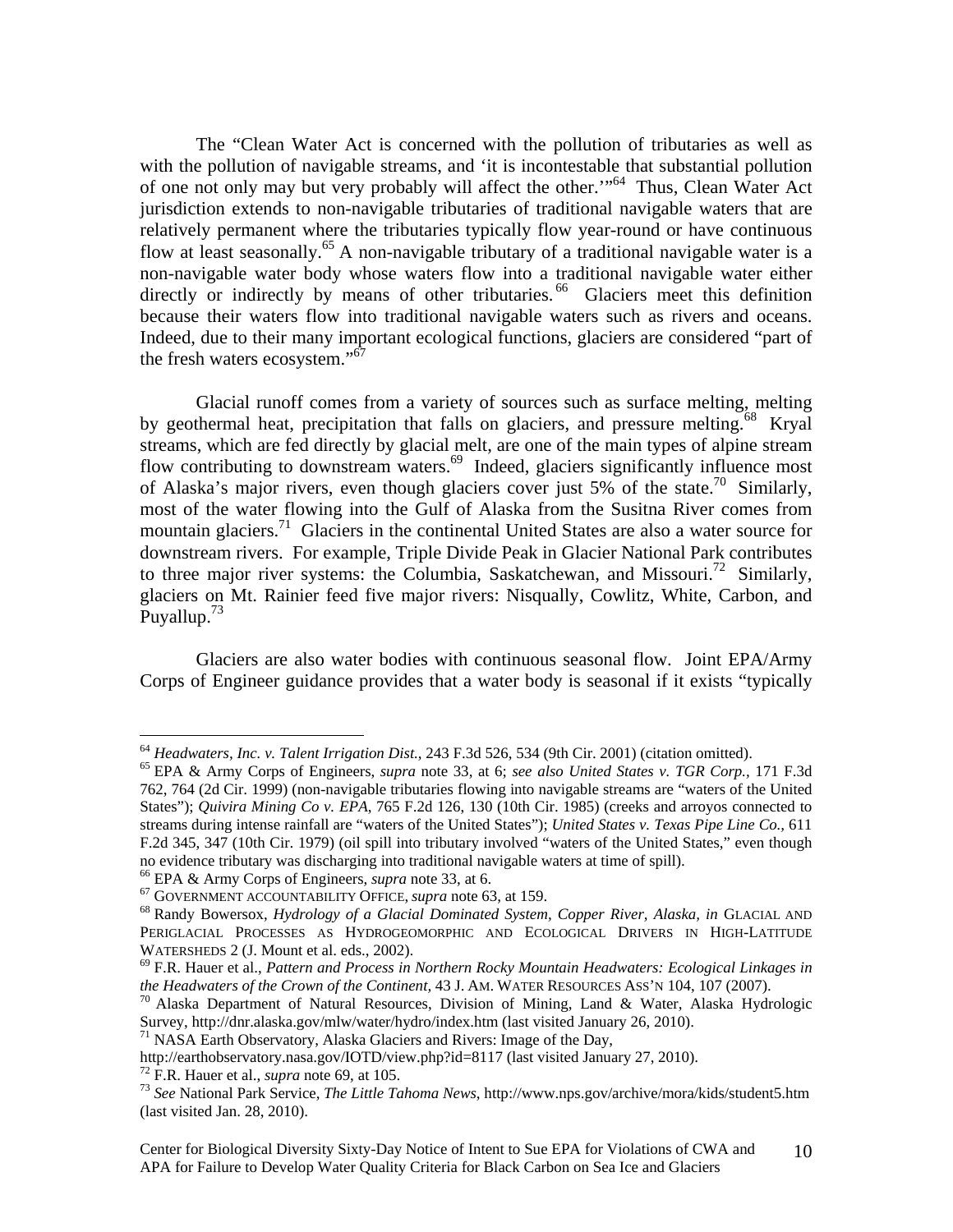The "Clean Water Act is concerned with the pollution of tributaries as well as with the pollution of navigable streams, and 'it is incontestable that substantial pollution of one not only may but very probably will affect the other.'"[64] Thus, Clean Water Act jurisdiction extends to non-navigable tributaries of traditional navigable waters that are relatively permanent where the tributaries typically flow year-round or have continuous flow at least seasonally.[65] A non-navigable tributary of a traditional navigable water is a non-navigable water body whose waters flow into a traditional navigable water either directly or indirectly by means of other tributaries.[66] Glaciers meet this definition because their waters flow into traditional navigable waters such as rivers and oceans. Indeed, due to their many important ecological functions, glaciers are considered "part of the fresh waters ecosystem."[67]

Glacial runoff comes from a variety of sources such as surface melting, melting by geothermal heat, precipitation that falls on glaciers, and pressure melting.[68] Kryal streams, which are fed directly by glacial melt, are one of the main types of alpine stream flow contributing to downstream waters.[69] Indeed, glaciers significantly influence most of Alaska's major rivers, even though glaciers cover just 5% of the state.[70] Similarly, most of the water flowing into the Gulf of Alaska from the Susitna River comes from mountain glaciers.[71] Glaciers in the continental United States are also a water source for downstream rivers. For example, Triple Divide Peak in Glacier National Park contributes to three major river systems: the Columbia, Saskatchewan, and Missouri.[72] Similarly, glaciers on Mt. Rainier feed five major rivers: Nisqually, Cowlitz, White, Carbon, and Puyallup.[73]

Glaciers are also water bodies with continuous seasonal flow. Joint EPA/Army Corps of Engineer guidance provides that a water body is seasonal if it exists "typically

---

[64] *Headwaters, Inc. v. Talent Irrigation Dist.*, 243 F.3d 526, 534 (9th Cir. 2001) (citation omitted).

[65] EPA & Army Corps of Engineers, *supra* note 33, at 6; *see also United States v. TGR Corp.*, 171 F.3d 762, 764 (2d Cir. 1999) (non-navigable tributaries flowing into navigable streams are "waters of the United States"); *Quivira Mining Co v. EPA*, 765 F.2d 126, 130 (10th Cir. 1985) (creeks and arroyos connected to streams during intense rainfall are "waters of the United States"); *United States v. Texas Pipe Line Co.*, 611 F.2d 345, 347 (10th Cir. 1979) (oil spill into tributary involved "waters of the United States," even though no evidence tributary was discharging into traditional navigable waters at time of spill).

[66] EPA & Army Corps of Engineers, *supra* note 33, at 6.

[67] GOVERNMENT ACCOUNTABILITY OFFICE, *supra* note 63, at 159.

[68] Randy Bowersox, *Hydrology of a Glacial Dominated System, Copper River, Alaska*, *in* GLACIAL AND PERIGLACIAL PROCESSES AS HYDROGEOMORPHIC AND ECOLOGICAL DRIVERS IN HIGH-LATITUDE WATERSHEDS 2 (J. Mount et al. eds., 2002).

[69] F.R. Hauer et al., *Pattern and Process in Northern Rocky Mountain Headwaters: Ecological Linkages in the Headwaters of the Crown of the Continent*, 43 J. AM. WATER RESOURCES ASS'N 104, 107 (2007).

[70] Alaska Department of Natural Resources, Division of Mining, Land & Water, Alaska Hydrologic Survey, http://dnr.alaska.gov/mlw/water/hydro/index.htm (last visited January 26, 2010).

[71] NASA Earth Observatory, Alaska Glaciers and Rivers: Image of the Day, http://earthobservatory.nasa.gov/IOTD/view.php?id=8117 (last visited January 27, 2010).

[72] F.R. Hauer et al., *supra* note 69, at 105.

[73] *See* National Park Service, *The Little Tahoma News*, http://www.nps.gov/archive/mora/kids/student5.htm (last visited Jan. 28, 2010).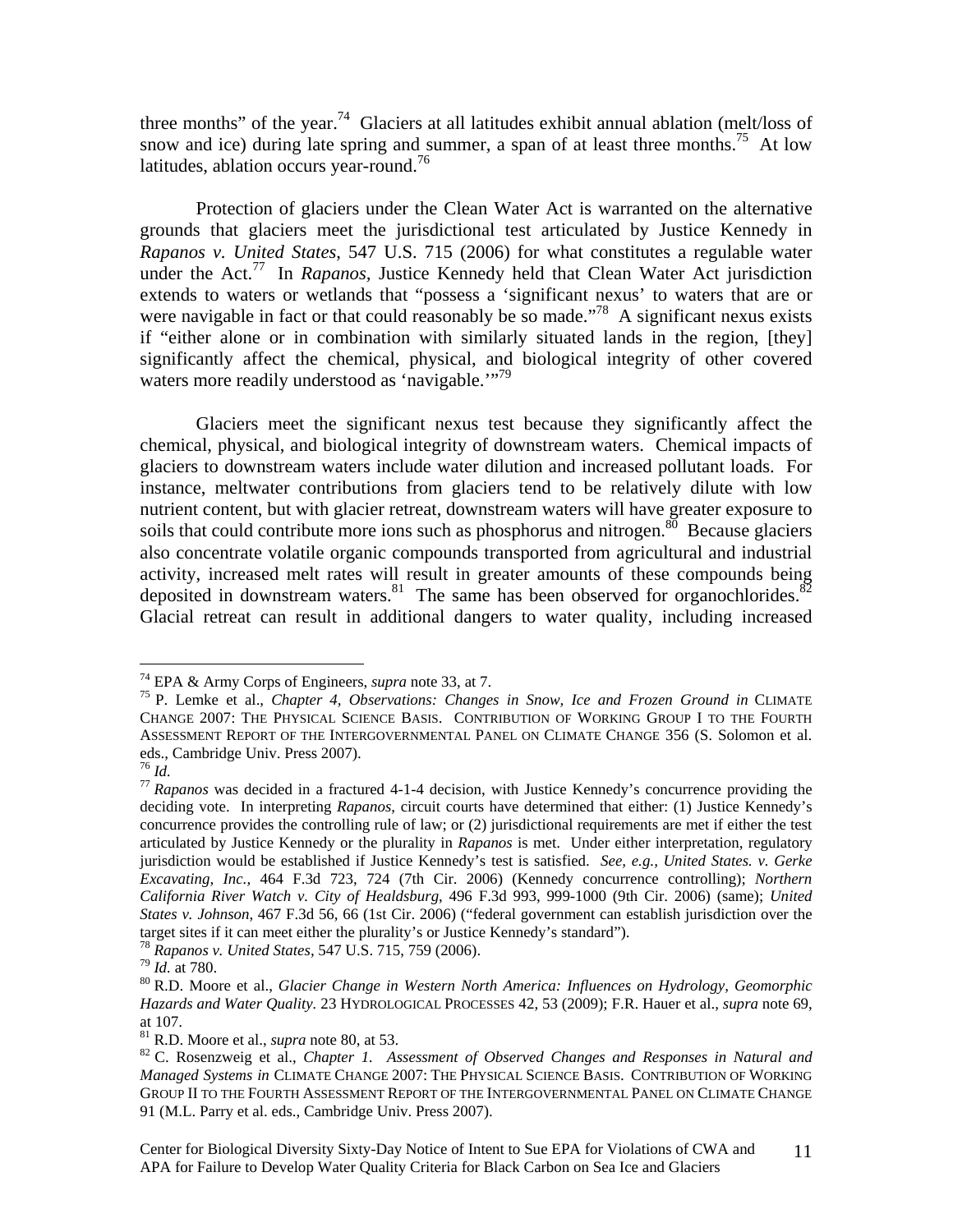three months" of the year.[74] Glaciers at all latitudes exhibit annual ablation (melt/loss of snow and ice) during late spring and summer, a span of at least three months.[75] At low latitudes, ablation occurs year-round.[76]

Protection of glaciers under the Clean Water Act is warranted on the alternative grounds that glaciers meet the jurisdictional test articulated by Justice Kennedy in *Rapanos v. United States*, 547 U.S. 715 (2006) for what constitutes a regulable water under the Act.[77] In *Rapanos,* Justice Kennedy held that Clean Water Act jurisdiction extends to waters or wetlands that "possess a 'significant nexus' to waters that are or were navigable in fact or that could reasonably be so made."[78] A significant nexus exists if "either alone or in combination with similarly situated lands in the region, [they] significantly affect the chemical, physical, and biological integrity of other covered waters more readily understood as 'navigable.'"[79]

Glaciers meet the significant nexus test because they significantly affect the chemical, physical, and biological integrity of downstream waters. Chemical impacts of glaciers to downstream waters include water dilution and increased pollutant loads. For instance, meltwater contributions from glaciers tend to be relatively dilute with low nutrient content, but with glacier retreat, downstream waters will have greater exposure to soils that could contribute more ions such as phosphorus and nitrogen.[80] Because glaciers also concentrate volatile organic compounds transported from agricultural and industrial activity, increased melt rates will result in greater amounts of these compounds being deposited in downstream waters.[81] The same has been observed for organochlorides.[82] Glacial retreat can result in additional dangers to water quality, including increased

---

[74] EPA & Army Corps of Engineers, *supra* note 33, at 7.

[75] P. Lemke et al., *Chapter 4, Observations: Changes in Snow, Ice and Frozen Ground in* CLIMATE CHANGE 2007: THE PHYSICAL SCIENCE BASIS. CONTRIBUTION OF WORKING GROUP I TO THE FOURTH ASSESSMENT REPORT OF THE INTERGOVERNMENTAL PANEL ON CLIMATE CHANGE 356 (S. Solomon et al. eds., Cambridge Univ. Press 2007).

[76] *Id.*

[77] *Rapanos* was decided in a fractured 4-1-4 decision, with Justice Kennedy's concurrence providing the deciding vote. In interpreting *Rapanos*, circuit courts have determined that either: (1) Justice Kennedy's concurrence provides the controlling rule of law; or (2) jurisdictional requirements are met if either the test articulated by Justice Kennedy or the plurality in *Rapanos* is met. Under either interpretation, regulatory jurisdiction would be established if Justice Kennedy's test is satisfied. *See, e.g., United States. v. Gerke Excavating, Inc.,* 464 F.3d 723, 724 (7th Cir. 2006) (Kennedy concurrence controlling); *Northern California River Watch v. City of Healdsburg*, 496 F.3d 993, 999-1000 (9th Cir. 2006) (same); *United States v. Johnson*, 467 F.3d 56, 66 (1st Cir. 2006) ("federal government can establish jurisdiction over the target sites if it can meet either the plurality's or Justice Kennedy's standard").

[78] *Rapanos v. United States*, 547 U.S. 715, 759 (2006).

[79] *Id.* at 780.

[80] R.D. Moore et al., *Glacier Change in Western North America: Influences on Hydrology, Geomorphic Hazards and Water Quality*. 23 HYDROLOGICAL PROCESSES 42, 53 (2009); F.R. Hauer et al., *supra* note 69, at 107.

[81] R.D. Moore et al., *supra* note 80, at 53.

[82] C. Rosenzweig et al., *Chapter 1. Assessment of Observed Changes and Responses in Natural and Managed Systems in* CLIMATE CHANGE 2007: THE PHYSICAL SCIENCE BASIS. CONTRIBUTION OF WORKING GROUP II TO THE FOURTH ASSESSMENT REPORT OF THE INTERGOVERNMENTAL PANEL ON CLIMATE CHANGE 91 (M.L. Parry et al. eds., Cambridge Univ. Press 2007).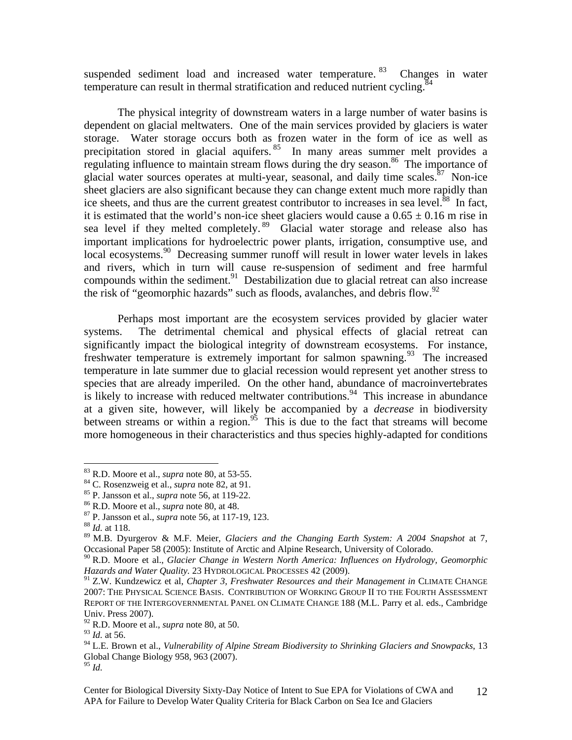suspended sediment load and increased water temperature.[83] Changes in water temperature can result in thermal stratification and reduced nutrient cycling.[84]

The physical integrity of downstream waters in a large number of water basins is dependent on glacial meltwaters. One of the main services provided by glaciers is water storage. Water storage occurs both as frozen water in the form of ice as well as precipitation stored in glacial aquifers.[85] In many areas summer melt provides a regulating influence to maintain stream flows during the dry season.[86] The importance of glacial water sources operates at multi-year, seasonal, and daily time scales.[87] Non-ice sheet glaciers are also significant because they can change extent much more rapidly than ice sheets, and thus are the current greatest contributor to increases in sea level.[88] In fact, it is estimated that the world's non-ice sheet glaciers would cause a $0.65 \pm 0.16$ m rise in sea level if they melted completely.[89] Glacial water storage and release also has important implications for hydroelectric power plants, irrigation, consumptive use, and local ecosystems.[90] Decreasing summer runoff will result in lower water levels in lakes and rivers, which in turn will cause re-suspension of sediment and free harmful compounds within the sediment.[91] Destabilization due to glacial retreat can also increase the risk of "geomorphic hazards" such as floods, avalanches, and debris flow.[92]

Perhaps most important are the ecosystem services provided by glacier water systems. The detrimental chemical and physical effects of glacial retreat can significantly impact the biological integrity of downstream ecosystems. For instance, freshwater temperature is extremely important for salmon spawning.[93] The increased temperature in late summer due to glacial recession would represent yet another stress to species that are already imperiled. On the other hand, abundance of macroinvertebrates is likely to increase with reduced meltwater contributions.[94] This increase in abundance at a given site, however, will likely be accompanied by a *decrease* in biodiversity between streams or within a region.[95] This is due to the fact that streams will become more homogeneous in their characteristics and thus species highly-adapted for conditions

---

[83] R.D. Moore et al., *supra* note 80, at 53-55.

[84] C. Rosenzweig et al., *supra* note 82, at 91.

[85] P. Jansson et al., *supra* note 56, at 119-22.

[86] R.D. Moore et al., *supra* note 80, at 48.

[87] P. Jansson et al., *supra* note 56, at 117-19, 123.

[88] *Id.* at 118.

[89] M.B. Dyurgerov & M.F. Meier, *Glaciers and the Changing Earth System: A 2004 Snapshot* at 7, Occasional Paper 58 (2005): Institute of Arctic and Alpine Research, University of Colorado.

[90] R.D. Moore et al., *Glacier Change in Western North America: Influences on Hydrology, Geomorphic Hazards and Water Quality.* 23 HYDROLOGICAL PROCESSES 42 (2009).

[91] Z.W. Kundzewicz et al, *Chapter 3, Freshwater Resources and their Management in* CLIMATE CHANGE 2007: THE PHYSICAL SCIENCE BASIS. CONTRIBUTION OF WORKING GROUP II TO THE FOURTH ASSESSMENT REPORT OF THE INTERGOVERNMENTAL PANEL ON CLIMATE CHANGE 188 (M.L. Parry et al. eds., Cambridge Univ. Press 2007).

[92] R.D. Moore et al., *supra* note 80, at 50.

[93] *Id.* at 56.

[94] L.E. Brown et al., *Vulnerability of Alpine Stream Biodiversity to Shrinking Glaciers and Snowpacks*, 13 Global Change Biology 958, 963 (2007).

[95] *Id.*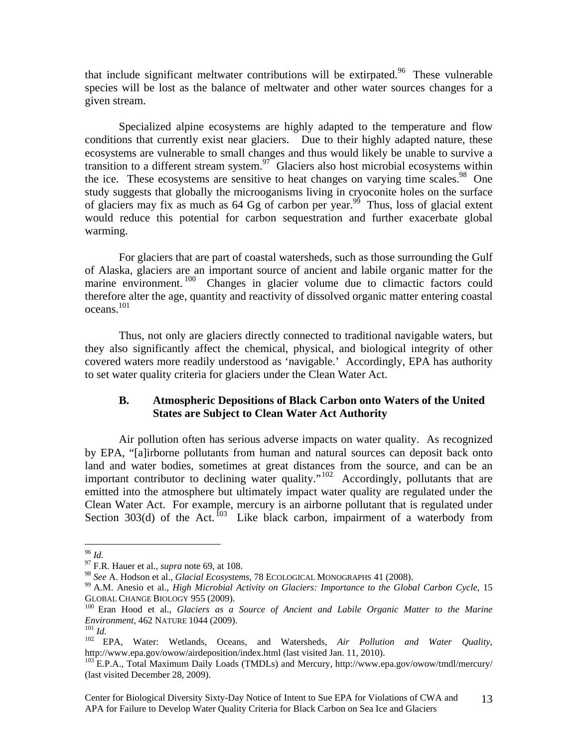that include significant meltwater contributions will be extirpated.[96] These vulnerable species will be lost as the balance of meltwater and other water sources changes for a given stream.

Specialized alpine ecosystems are highly adapted to the temperature and flow conditions that currently exist near glaciers. Due to their highly adapted nature, these ecosystems are vulnerable to small changes and thus would likely be unable to survive a transition to a different stream system.[97] Glaciers also host microbial ecosystems within the ice. These ecosystems are sensitive to heat changes on varying time scales.[98] One study suggests that globally the microoganisms living in cryoconite holes on the surface of glaciers may fix as much as 64 Gg of carbon per year.[99] Thus, loss of glacial extent would reduce this potential for carbon sequestration and further exacerbate global warming.

For glaciers that are part of coastal watersheds, such as those surrounding the Gulf of Alaska, glaciers are an important source of ancient and labile organic matter for the marine environment.[100] Changes in glacier volume due to climactic factors could therefore alter the age, quantity and reactivity of dissolved organic matter entering coastal oceans.[101]

Thus, not only are glaciers directly connected to traditional navigable waters, but they also significantly affect the chemical, physical, and biological integrity of other covered waters more readily understood as 'navigable.' Accordingly, EPA has authority to set water quality criteria for glaciers under the Clean Water Act.

### B. Atmospheric Depositions of Black Carbon onto Waters of the United States are Subject to Clean Water Act Authority

Air pollution often has serious adverse impacts on water quality. As recognized by EPA, "[a]irborne pollutants from human and natural sources can deposit back onto land and water bodies, sometimes at great distances from the source, and can be an important contributor to declining water quality."[102] Accordingly, pollutants that are emitted into the atmosphere but ultimately impact water quality are regulated under the Clean Water Act. For example, mercury is an airborne pollutant that is regulated under Section 303(d) of the Act.[103] Like black carbon, impairment of a waterbody from

---

[96] *Id*.

[97] F.R. Hauer et al., *supra* note 69, at 108.

[98] *See* A. Hodson et al., *Glacial Ecosystems*, 78 ECOLOGICAL MONOGRAPHS 41 (2008).

[99] A.M. Anesio et al., *High Microbial Activity on Glaciers: Importance to the Global Carbon Cycle*, 15 GLOBAL CHANGE BIOLOGY 955 (2009).

[100] Eran Hood et al., *Glaciers as a Source of Ancient and Labile Organic Matter to the Marine Environment*, 462 NATURE 1044 (2009).

[101] *Id.*

[102] EPA, Water: Wetlands, Oceans, and Watersheds, *Air Pollution and Water Quality*, http://www.epa.gov/owow/airdeposition/index.html (last visited Jan. 11, 2010).

[103] E.P.A., Total Maximum Daily Loads (TMDLs) and Mercury, http://www.epa.gov/owow/tmdl/mercury/ (last visited December 28, 2009).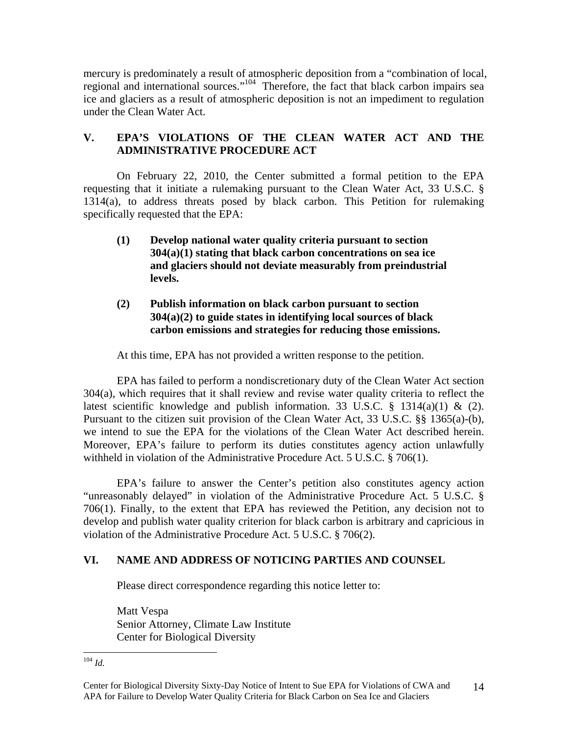mercury is predominately a result of atmospheric deposition from a "combination of local, regional and international sources."[104] Therefore, the fact that black carbon impairs sea ice and glaciers as a result of atmospheric deposition is not an impediment to regulation under the Clean Water Act.

## V. EPA'S VIOLATIONS OF THE CLEAN WATER ACT AND THE ADMINISTRATIVE PROCEDURE ACT

On February 22, 2010, the Center submitted a formal petition to the EPA requesting that it initiate a rulemaking pursuant to the Clean Water Act, 33 U.S.C. § 1314(a), to address threats posed by black carbon. This Petition for rulemaking specifically requested that the EPA:

**(1) Develop national water quality criteria pursuant to section 304(a)(1) stating that black carbon concentrations on sea ice and glaciers should not deviate measurably from preindustrial levels.**

**(2) Publish information on black carbon pursuant to section 304(a)(2) to guide states in identifying local sources of black carbon emissions and strategies for reducing those emissions.**

At this time, EPA has not provided a written response to the petition.

EPA has failed to perform a nondiscretionary duty of the Clean Water Act section 304(a), which requires that it shall review and revise water quality criteria to reflect the latest scientific knowledge and publish information. 33 U.S.C. § 1314(a)(1) & (2). Pursuant to the citizen suit provision of the Clean Water Act, 33 U.S.C. §§ 1365(a)-(b), we intend to sue the EPA for the violations of the Clean Water Act described herein. Moreover, EPA's failure to perform its duties constitutes agency action unlawfully withheld in violation of the Administrative Procedure Act. 5 U.S.C. § 706(1).

EPA's failure to answer the Center's petition also constitutes agency action "unreasonably delayed" in violation of the Administrative Procedure Act. 5 U.S.C. § 706(1). Finally, to the extent that EPA has reviewed the Petition, any decision not to develop and publish water quality criterion for black carbon is arbitrary and capricious in violation of the Administrative Procedure Act. 5 U.S.C. § 706(2).

## VI. NAME AND ADDRESS OF NOTICING PARTIES AND COUNSEL

Please direct correspondence regarding this notice letter to:

Matt Vespa
Senior Attorney, Climate Law Institute
Center for Biological Diversity

---

[104] *Id.*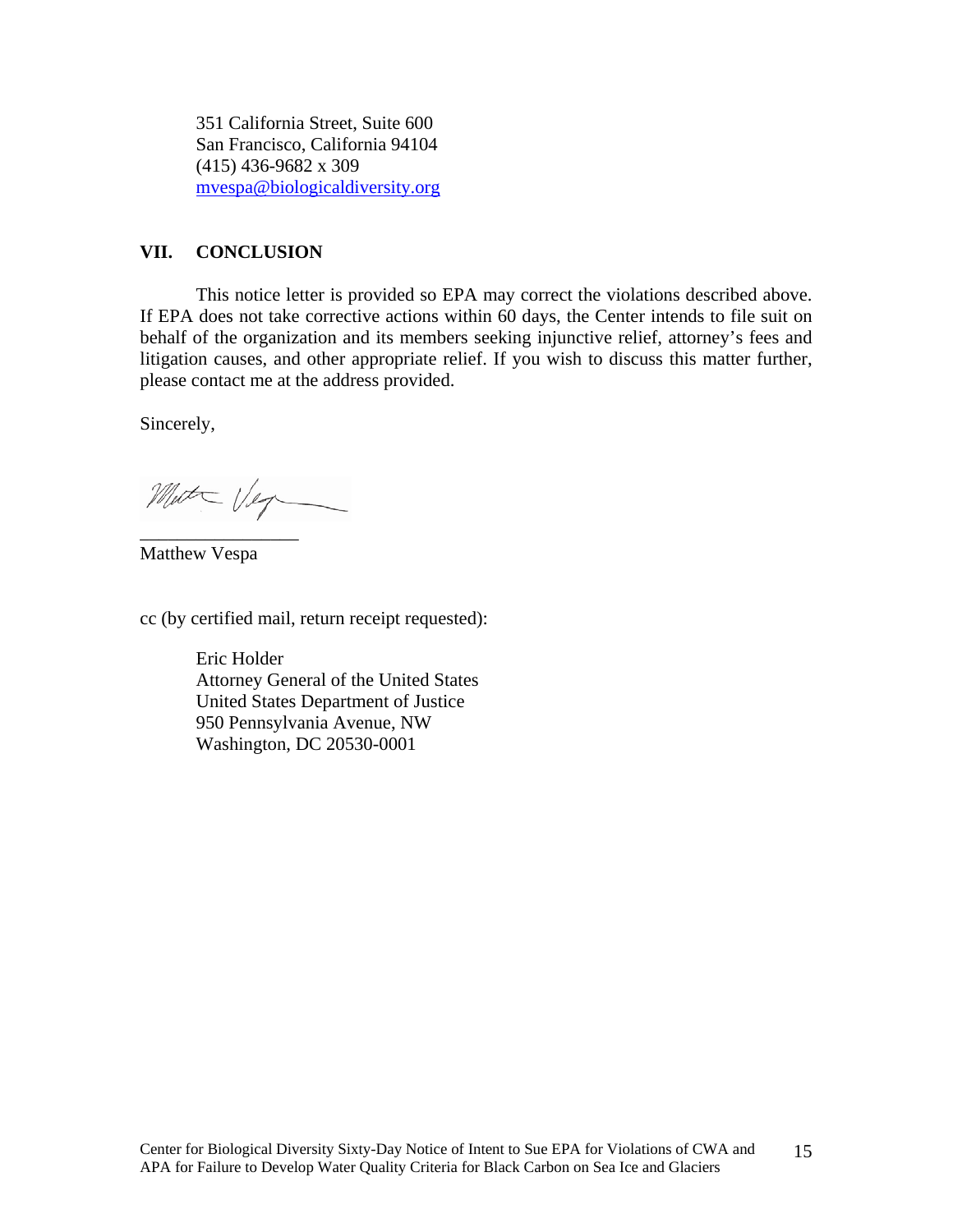351 California Street, Suite 600
San Francisco, California 94104
(415) 436-9682 x 309
mvespa@biologicaldiversity.org

## VII. CONCLUSION

This notice letter is provided so EPA may correct the violations described above. If EPA does not take corrective actions within 60 days, the Center intends to file suit on behalf of the organization and its members seeking injunctive relief, attorney's fees and litigation causes, and other appropriate relief. If you wish to discuss this matter further, please contact me at the address provided.

Sincerely,

\_\_\_\_\_\_\_\_\_\_\_\_\_\_\_\_
Matthew Vespa

cc (by certified mail, return receipt requested):

Eric Holder
Attorney General of the United States
United States Department of Justice
950 Pennsylvania Avenue, NW
Washington, DC 20530-0001